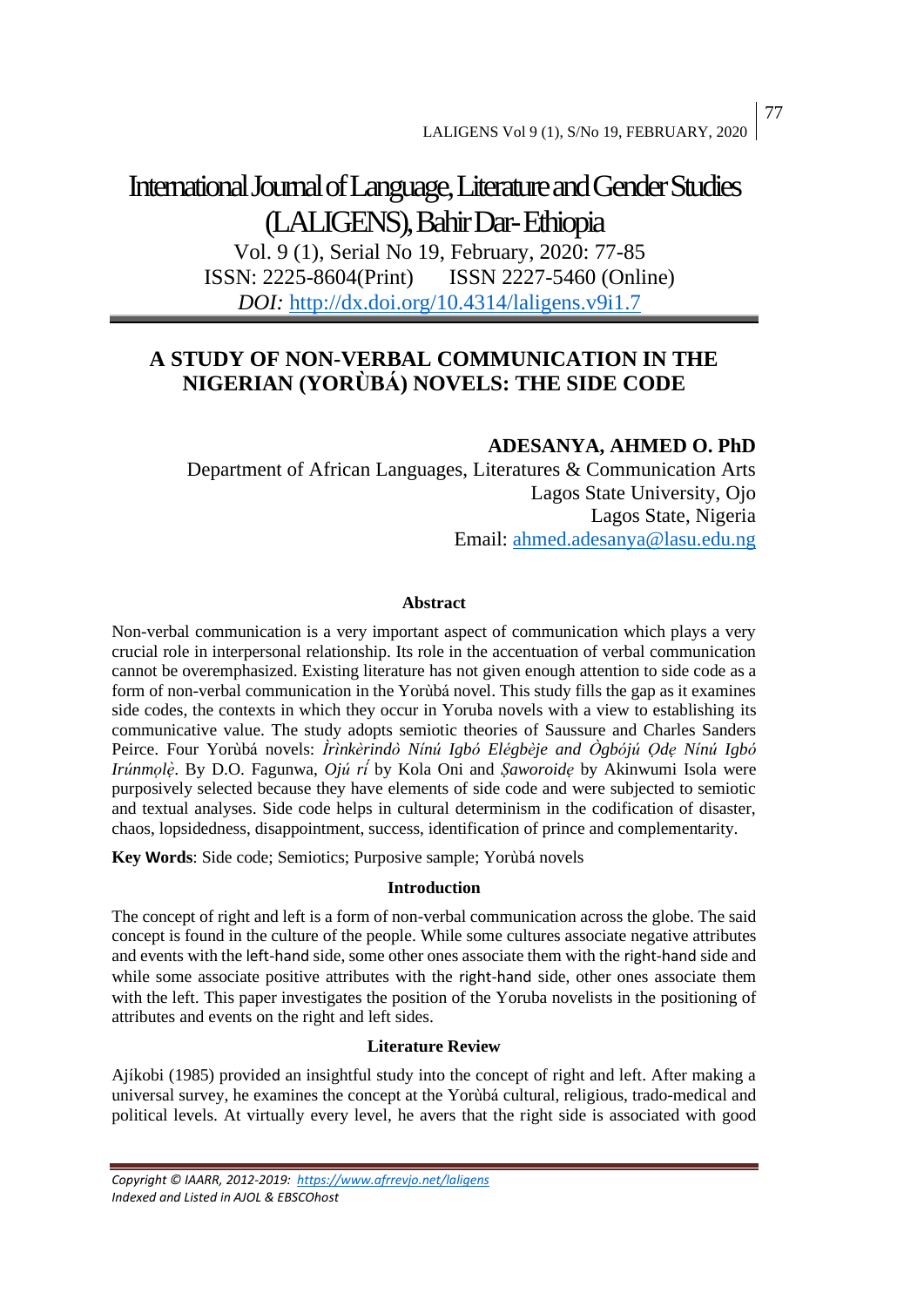# International Journal of Language, Literature and Gender Studies (LALIGENS), Bahir Dar- Ethiopia

Vol. 9 (1), Serial No 19, February, 2020: 77-85
ISSN: 2225-8604(Print) ISSN 2227-5460 (Online)
*DOI:* http://dx.doi.org/10.4314/laligens.v9i1.7

## A STUDY OF NON-VERBAL COMMUNICATION IN THE NIGERIAN (YORÙBÁ) NOVELS: THE SIDE CODE

**ADESANYA, AHMED O. PhD**
Department of African Languages, Literatures & Communication Arts
Lagos State University, Ojo
Lagos State, Nigeria
Email: ahmed.adesanya@lasu.edu.ng

### Abstract

Non-verbal communication is a very important aspect of communication which plays a very crucial role in interpersonal relationship. Its role in the accentuation of verbal communication cannot be overemphasized. Existing literature has not given enough attention to side code as a form of non-verbal communication in the Yorùbá novel. This study fills the gap as it examines side codes, the contexts in which they occur in Yoruba novels with a view to establishing its communicative value. The study adopts semiotic theories of Saussure and Charles Sanders Peirce. Four Yorùbá novels: *Ìrìnkèrindò Nínú Igbó Elégbèje and Ògbójú Ọdẹ Nínú Igbó Irúnmọlẹ̀*. By D.O. Fagunwa, *Ojú rí* by Kola Oni and *Ṣaworoidẹ* by Akinwumi Isola were purposively selected because they have elements of side code and were subjected to semiotic and textual analyses. Side code helps in cultural determinism in the codification of disaster, chaos, lopsidedness, disappointment, success, identification of prince and complementarity.

**Key Words**: Side code; Semiotics; Purposive sample; Yorùbá novels

### Introduction

The concept of right and left is a form of non-verbal communication across the globe. The said concept is found in the culture of the people. While some cultures associate negative attributes and events with the left-hand side, some other ones associate them with the right-hand side and while some associate positive attributes with the right-hand side, other ones associate them with the left. This paper investigates the position of the Yoruba novelists in the positioning of attributes and events on the right and left sides.

### Literature Review

Ajíkobi (1985) provided an insightful study into the concept of right and left. After making a universal survey, he examines the concept at the Yorùbá cultural, religious, trado-medical and political levels. At virtually every level, he avers that the right side is associated with good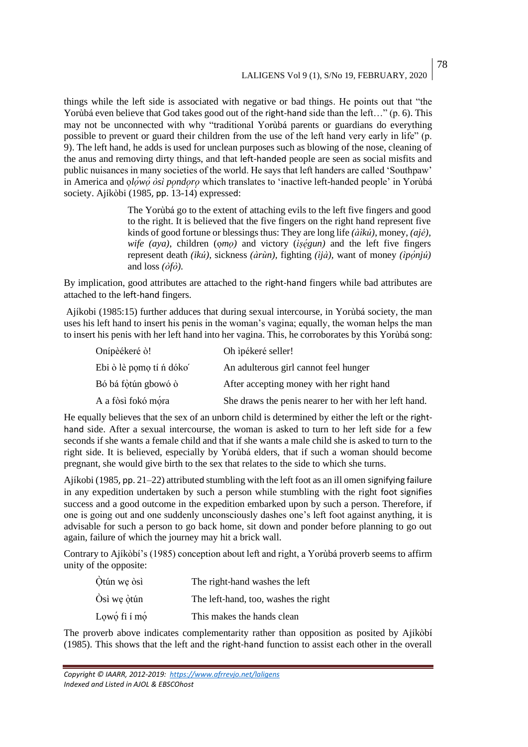things while the left side is associated with negative or bad things. He points out that "the Yorùbá even believe that God takes good out of the right-hand side than the left…" (p. 6). This may not be unconnected with why "traditional Yorùbá parents or guardians do everything possible to prevent or guard their children from the use of the left hand very early in life" (p. 9). The left hand, he adds is used for unclean purposes such as blowing of the nose, cleaning of the anus and removing dirty things, and that left-handed people are seen as social misfits and public nuisances in many societies of the world. He says that left handers are called 'Southpaw' in America and *ọlọ́wọ́ òsì pọndọrọ* which translates to 'inactive left-handed people' in Yorùbá society. Ajíkòbi (1985, pp. 13-14) expressed:

> The Yorùbá go to the extent of attaching evils to the left five fingers and good to the right. It is believed that the five fingers on the right hand represent five kinds of good fortune or blessings thus: They are long life *(àìkú)*, money, *(ajé)*, *wife (aya)*, children (*ọmọ)* and victory (*iṣẹ́gun)* and the left five fingers represent death *(ikú)*, sickness *(àrùn)*, fighting *(ìjà)*, want of money *(ìpọ́njú)* and loss *(òfò)*.

By implication, good attributes are attached to the right-hand fingers while bad attributes are attached to the left-hand fingers.

Ajíkobi (1985:15) further adduces that during sexual intercourse, in Yorùbá society, the man uses his left hand to insert his penis in the woman's vagina; equally, the woman helps the man to insert his penis with her left hand into her vagina. This, he corroborates by this Yorùbá song:

| | |
|---|---|
| Onípèèkeré ò! | Oh ìpékeré seller! |
| Ebi ò lè pọmọ tí ń dóko | An adulterous girl cannot feel hunger |
| Bó bá fọ̀tún gbowó ò | After accepting money with her right hand |
| A a fòsì fokó mọ́ra | She draws the penis nearer to her with her left hand. |

He equally believes that the sex of an unborn child is determined by either the left or the right-hand side. After a sexual intercourse, the woman is asked to turn to her left side for a few seconds if she wants a female child and that if she wants a male child she is asked to turn to the right side. It is believed, especially by Yorùbá elders, that if such a woman should become pregnant, she would give birth to the sex that relates to the side to which she turns.

Ajíkobi (1985, pp. 21–22) attributed stumbling with the left foot as an ill omen signifying failure in any expedition undertaken by such a person while stumbling with the right foot signifies success and a good outcome in the expedition embarked upon by such a person. Therefore, if one is going out and one suddenly unconsciously dashes one's left foot against anything, it is advisable for such a person to go back home, sit down and ponder before planning to go out again, failure of which the journey may hit a brick wall.

Contrary to Ajíkòbí's (1985) conception about left and right, a Yorùbá proverb seems to affirm unity of the opposite:

| | |
|---|---|
| Ọ̀tún wẹ òsì | The right-hand washes the left |
| Òsì wẹ ọ̀tún | The left-hand, too, washes the right |
| Lọwọ́ fi í mọ́ | This makes the hands clean |

The proverb above indicates complementarity rather than opposition as posited by Ajíkòbí (1985). This shows that the left and the right-hand function to assist each other in the overall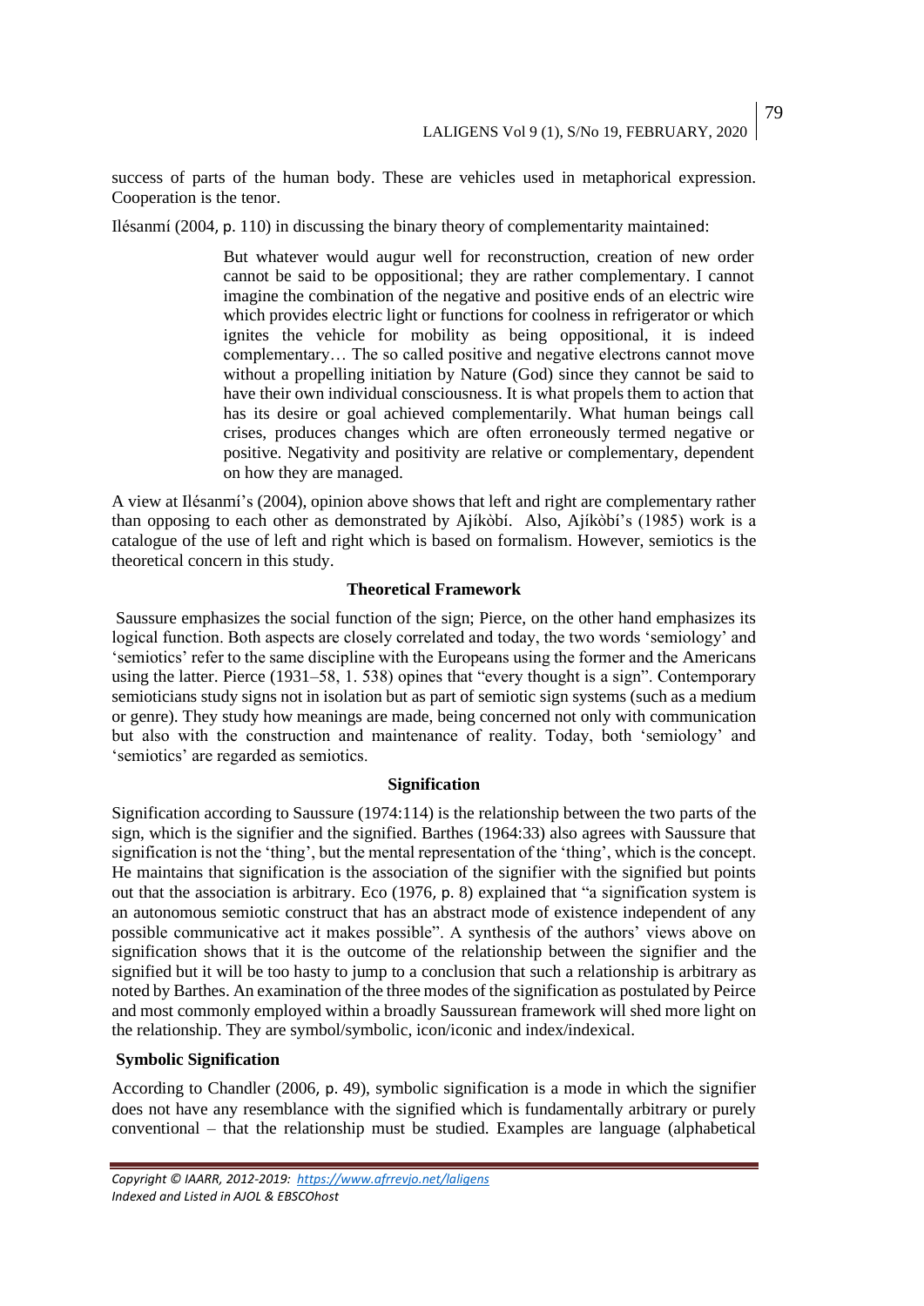success of parts of the human body. These are vehicles used in metaphorical expression. Cooperation is the tenor.

Ilésanmí (2004, p. 110) in discussing the binary theory of complementarity maintained:

> But whatever would augur well for reconstruction, creation of new order cannot be said to be oppositional; they are rather complementary. I cannot imagine the combination of the negative and positive ends of an electric wire which provides electric light or functions for coolness in refrigerator or which ignites the vehicle for mobility as being oppositional, it is indeed complementary… The so called positive and negative electrons cannot move without a propelling initiation by Nature (God) since they cannot be said to have their own individual consciousness. It is what propels them to action that has its desire or goal achieved complementarily. What human beings call crises, produces changes which are often erroneously termed negative or positive. Negativity and positivity are relative or complementary, dependent on how they are managed.

A view at Ilésanmí's (2004), opinion above shows that left and right are complementary rather than opposing to each other as demonstrated by Ajíkòbí. Also, Ajíkòbí's (1985) work is a catalogue of the use of left and right which is based on formalism. However, semiotics is the theoretical concern in this study.

## Theoretical Framework

Saussure emphasizes the social function of the sign; Pierce, on the other hand emphasizes its logical function. Both aspects are closely correlated and today, the two words 'semiology' and 'semiotics' refer to the same discipline with the Europeans using the former and the Americans using the latter. Pierce (1931–58, 1. 538) opines that "every thought is a sign". Contemporary semioticians study signs not in isolation but as part of semiotic sign systems (such as a medium or genre). They study how meanings are made, being concerned not only with communication but also with the construction and maintenance of reality. Today, both 'semiology' and 'semiotics' are regarded as semiotics.

## Signification

Signification according to Saussure (1974:114) is the relationship between the two parts of the sign, which is the signifier and the signified. Barthes (1964:33) also agrees with Saussure that signification is not the 'thing', but the mental representation of the 'thing', which is the concept. He maintains that signification is the association of the signifier with the signified but points out that the association is arbitrary. Eco (1976, p. 8) explained that "a signification system is an autonomous semiotic construct that has an abstract mode of existence independent of any possible communicative act it makes possible". A synthesis of the authors' views above on signification shows that it is the outcome of the relationship between the signifier and the signified but it will be too hasty to jump to a conclusion that such a relationship is arbitrary as noted by Barthes. An examination of the three modes of the signification as postulated by Peirce and most commonly employed within a broadly Saussurean framework will shed more light on the relationship. They are symbol/symbolic, icon/iconic and index/indexical.

### Symbolic Signification

According to Chandler (2006, p. 49), symbolic signification is a mode in which the signifier does not have any resemblance with the signified which is fundamentally arbitrary or purely conventional – that the relationship must be studied. Examples are language (alphabetical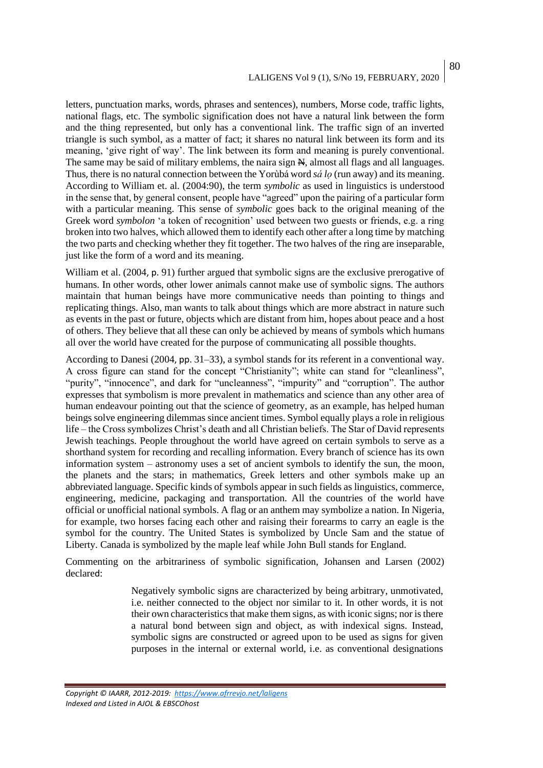letters, punctuation marks, words, phrases and sentences), numbers, Morse code, traffic lights, national flags, etc. The symbolic signification does not have a natural link between the form and the thing represented, but only has a conventional link. The traffic sign of an inverted triangle is such symbol, as a matter of fact; it shares no natural link between its form and its meaning, 'give right of way'. The link between its form and meaning is purely conventional. The same may be said of military emblems, the naira sign ₦, almost all flags and all languages. Thus, there is no natural connection between the Yorùbá word *sá lọ* (run away) and its meaning. According to William et. al. (2004:90), the term *symbolic* as used in linguistics is understood in the sense that, by general consent, people have "agreed" upon the pairing of a particular form with a particular meaning. This sense of *symbolic* goes back to the original meaning of the Greek word *symbolon* 'a token of recognition' used between two guests or friends, e.g. a ring broken into two halves, which allowed them to identify each other after a long time by matching the two parts and checking whether they fit together. The two halves of the ring are inseparable, just like the form of a word and its meaning.

William et al. (2004, p. 91) further argued that symbolic signs are the exclusive prerogative of humans. In other words, other lower animals cannot make use of symbolic signs. The authors maintain that human beings have more communicative needs than pointing to things and replicating things. Also, man wants to talk about things which are more abstract in nature such as events in the past or future, objects which are distant from him, hopes about peace and a host of others. They believe that all these can only be achieved by means of symbols which humans all over the world have created for the purpose of communicating all possible thoughts.

According to Danesi (2004, pp. 31–33), a symbol stands for its referent in a conventional way. A cross figure can stand for the concept "Christianity"; white can stand for "cleanliness", "purity", "innocence", and dark for "uncleanness", "impurity" and "corruption". The author expresses that symbolism is more prevalent in mathematics and science than any other area of human endeavour pointing out that the science of geometry, as an example, has helped human beings solve engineering dilemmas since ancient times. Symbol equally plays a role in religious life – the Cross symbolizes Christ's death and all Christian beliefs. The Star of David represents Jewish teachings. People throughout the world have agreed on certain symbols to serve as a shorthand system for recording and recalling information. Every branch of science has its own information system – astronomy uses a set of ancient symbols to identify the sun, the moon, the planets and the stars; in mathematics, Greek letters and other symbols make up an abbreviated language. Specific kinds of symbols appear in such fields as linguistics, commerce, engineering, medicine, packaging and transportation. All the countries of the world have official or unofficial national symbols. A flag or an anthem may symbolize a nation. In Nigeria, for example, two horses facing each other and raising their forearms to carry an eagle is the symbol for the country. The United States is symbolized by Uncle Sam and the statue of Liberty. Canada is symbolized by the maple leaf while John Bull stands for England.

Commenting on the arbitrariness of symbolic signification, Johansen and Larsen (2002) declared:

> Negatively symbolic signs are characterized by being arbitrary, unmotivated, i.e. neither connected to the object nor similar to it. In other words, it is not their own characteristics that make them signs, as with iconic signs; nor is there a natural bond between sign and object, as with indexical signs. Instead, symbolic signs are constructed or agreed upon to be used as signs for given purposes in the internal or external world, i.e. as conventional designations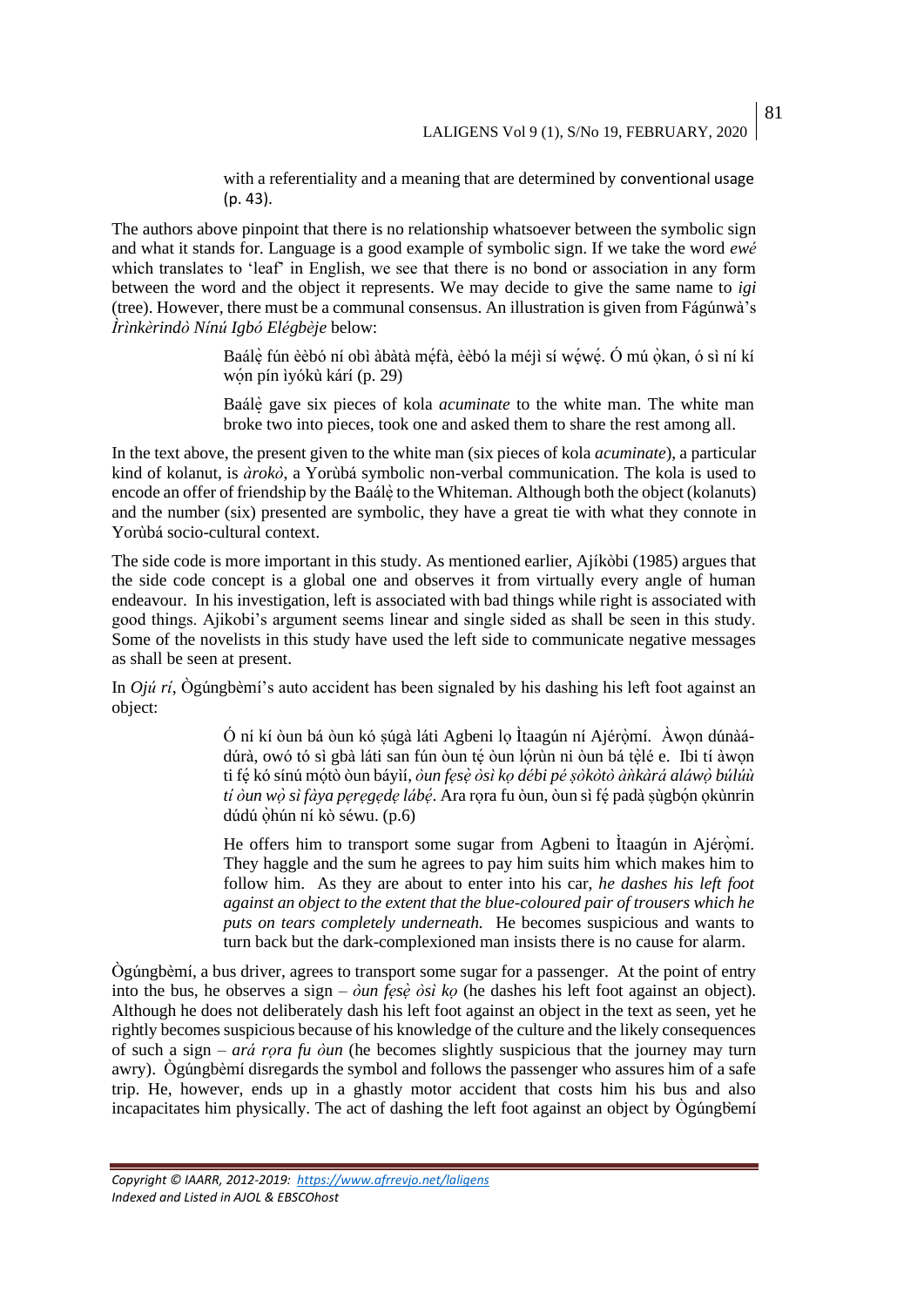> with a referentiality and a meaning that are determined by conventional usage (p. 43).

The authors above pinpoint that there is no relationship whatsoever between the symbolic sign and what it stands for. Language is a good example of symbolic sign. If we take the word *ewé* which translates to 'leaf' in English, we see that there is no bond or association in any form between the word and the object it represents. We may decide to give the same name to *igi* (tree). However, there must be a communal consensus. An illustration is given from Fágúnwà's *Ìrìnkèrindò Nínú Igbó Elégbèje* below:

> Baálẹ̀ fún èèbó ní obì àbàtà mẹ́fà, èèbó la méjì sí wẹ́wẹ́. Ó mú ọ̀kan, ó sì ní kí wọ́n pín ìyókù kárí (p. 29)
>
> Baálẹ̀ gave six pieces of kola *acuminate* to the white man. The white man broke two into pieces, took one and asked them to share the rest among all.

In the text above, the present given to the white man (six pieces of kola *acuminate*), a particular kind of kolanut, is *àrokò*, a Yorùbá symbolic non-verbal communication. The kola is used to encode an offer of friendship by the Baálẹ̀ to the Whiteman. Although both the object (kolanuts) and the number (six) presented are symbolic, they have a great tie with what they connote in Yorùbá socio-cultural context.

The side code is more important in this study. As mentioned earlier, Ajíkòbi (1985) argues that the side code concept is a global one and observes it from virtually every angle of human endeavour. In his investigation, left is associated with bad things while right is associated with good things. Ajikobi's argument seems linear and single sided as shall be seen in this study. Some of the novelists in this study have used the left side to communicate negative messages as shall be seen at present.

In *Ojú rí*, Ògúngbèmí's auto accident has been signaled by his dashing his left foot against an object:

> Ó ní kí òun bá òun kó ṣúgà láti Agbeni lọ Ìtaagún ní Ajẹ́rọ̀mí. Àwọn dúnàà-dúrà, owó tó sì gbà láti san fún òun tẹ́ òun lọ́rùn ni òun bá tẹ̀lé e. Ibi tí àwọn ti fẹ́ kó sínú mọ́tò òun báyìí, *òun fẹsẹ̀ òsì kọ débi pé ṣòkòtò àǹkàrá aláwọ̀ búlúù tí òun wọ̀ sì fàya pẹrẹgẹdẹ lábẹ́*. Ara rọra fu òun, òun sì fẹ́ padà ṣùgbọ́n ọkùnrin dúdú ọ̀hún ní kò séwu. (p.6)
>
> He offers him to transport some sugar from Agbeni to Ìtaagún in Ajẹ́rọ̀mí. They haggle and the sum he agrees to pay him suits him which makes him to follow him. As they are about to enter into his car, *he dashes his left foot against an object to the extent that the blue-coloured pair of trousers which he puts on tears completely underneath.* He becomes suspicious and wants to turn back but the dark-complexioned man insists there is no cause for alarm.

Ògúngbèmí, a bus driver, agrees to transport some sugar for a passenger. At the point of entry into the bus, he observes a sign – *òun fẹsẹ̀ òsì kọ* (he dashes his left foot against an object). Although he does not deliberately dash his left foot against an object in the text as seen, yet he rightly becomes suspicious because of his knowledge of the culture and the likely consequences of such a sign – *ará rọra fu òun* (he becomes slightly suspicious that the journey may turn awry). Ògúngbèmí disregards the symbol and follows the passenger who assures him of a safe trip. He, however, ends up in a ghastly motor accident that costs him his bus and also incapacitates him physically. The act of dashing the left foot against an object by Ògúngbemí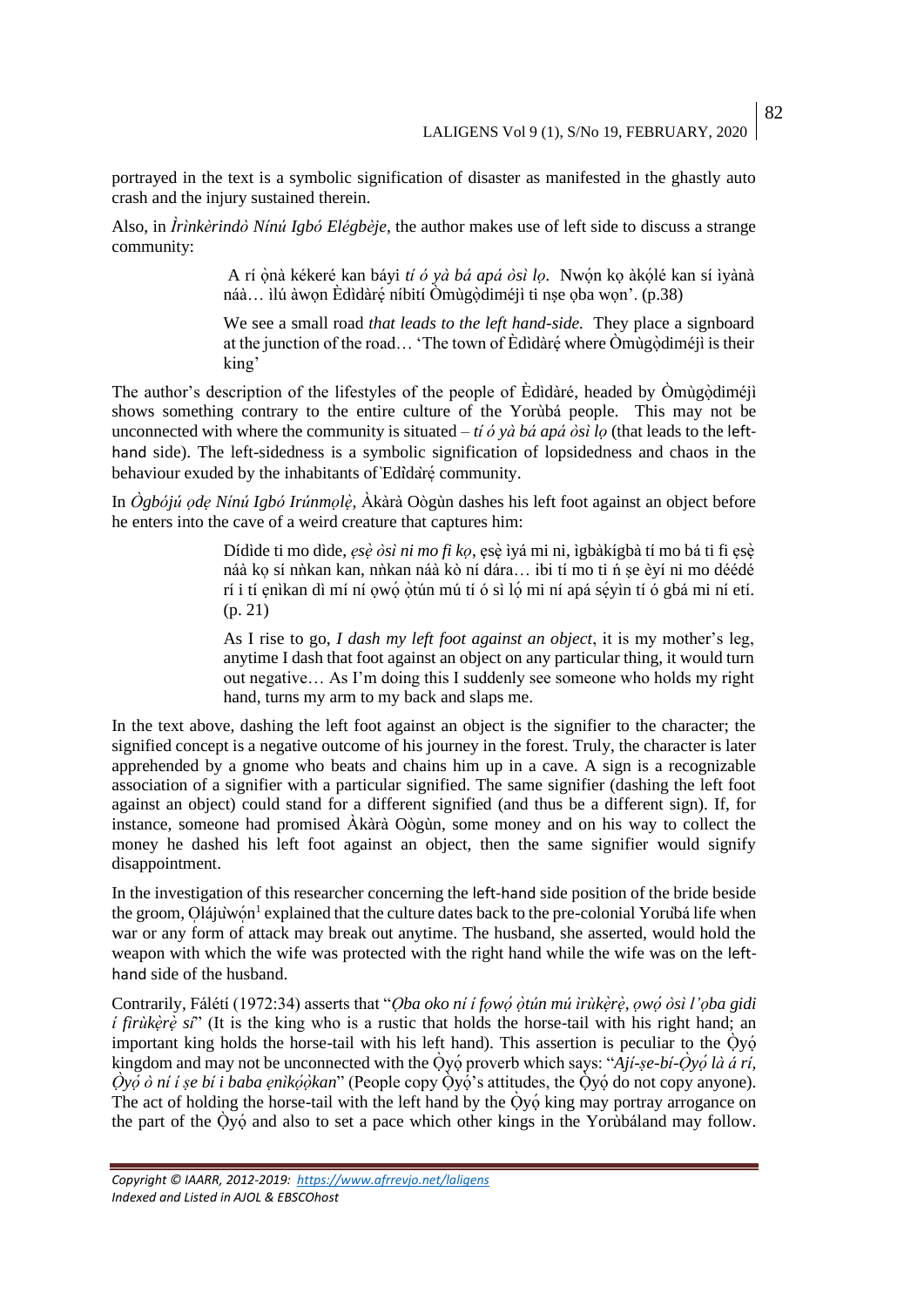portrayed in the text is a symbolic signification of disaster as manifested in the ghastly auto crash and the injury sustained therein.

Also, in *Ìrìnkèrindò Nínú Igbó Elégbèje*, the author makes use of left side to discuss a strange community:

> A rí ọ̀nà kékeré kan báyì *tí ó yà bá apá òsì lọ*. Nwọ́n kọ àkọ́lé kan sí ìyànà náà… ìlú àwọn Èdìdàrẹ́ níbití Òmùgọ̀diméjì ti nṣe ọba wọn'. (p.38)
>
> We see a small road *that leads to the left hand-side.* They place a signboard at the junction of the road… 'The town of Èdìdàrẹ́ where Òmùgọ̀diméjì is their king'

The author's description of the lifestyles of the people of Èdìdàrẹ́, headed by Òmùgọ̀diméjì shows something contrary to the entire culture of the Yorùbá people. This may not be unconnected with where the community is situated – *tí ó yà bá apá òsì lọ* (that leads to the left-hand side). The left-sidedness is a symbolic signification of lopsidedness and chaos in the behaviour exuded by the inhabitants of Èdìdàrẹ́ community.

In *Ògbójú ọdẹ Nínú Igbó Irúnmọlẹ̀*, Àkàrà Oògùn dashes his left foot against an object before he enters into the cave of a weird creature that captures him:

> Dídìde ti mo dìde, *ẹsẹ̀ òsì ni mo fi kọ*, ẹsẹ̀ ìyá mi ni, ìgbàkígbà tí mo bá ti fi ẹsẹ̀ náà kọ sí nǹkan kan, nǹkan náà kò ní dára… ibi tí mo ti ń ṣe èyí ni mo déédé rí i tí ẹnìkan dì mí ní ọwọ́ ọ̀tún mú tí ó sì lọ́ mi ní apá sẹ́yìn tí ó gbá mi ní etí. (p. 21)
>
> As I rise to go, *I dash my left foot against an object*, it is my mother's leg, anytime I dash that foot against an object on any particular thing, it would turn out negative… As I'm doing this I suddenly see someone who holds my right hand, turns my arm to my back and slaps me.

In the text above, dashing the left foot against an object is the signifier to the character; the signified concept is a negative outcome of his journey in the forest. Truly, the character is later apprehended by a gnome who beats and chains him up in a cave. A sign is a recognizable association of a signifier with a particular signified. The same signifier (dashing the left foot against an object) could stand for a different signified (and thus be a different sign). If, for instance, someone had promised Àkàrà Oògùn, some money and on his way to collect the money he dashed his left foot against an object, then the same signifier would signify disappointment.

In the investigation of this researcher concerning the left-hand side position of the bride beside the groom, Ọlájùwọ́n[1] explained that the culture dates back to the pre-colonial Yorùbá life when war or any form of attack may break out anytime. The husband, she asserted, would hold the weapon with which the wife was protected with the right hand while the wife was on the left-hand side of the husband.

Contrarily, Fálétí (1972:34) asserts that "*Ọba oko ní í fọwọ́ ọ̀tún mú ìrùkẹ̀rẹ̀, ọwọ́ òsì l'ọba gidi í fìrùkẹ̀rẹ̀ sí*" (It is the king who is a rustic that holds the horse-tail with his right hand; an important king holds the horse-tail with his left hand). This assertion is peculiar to the Ọ̀yọ́ kingdom and may not be unconnected with the Ọ̀yọ́ proverb which says: "*Ají-ṣe-bí-Ọ̀yọ́ là á rí, Ọ̀yọ́ ò ní í ṣe bí i baba ẹnìkọ̀ọ̀kan*" (People copy Ọ̀yọ́'s attitudes, the Ọ̀yọ́ do not copy anyone). The act of holding the horse-tail with the left hand by the Ọ̀yọ́ king may portray arrogance on the part of the Ọ̀yọ́ and also to set a pace which other kings in the Yorùbáland may follow.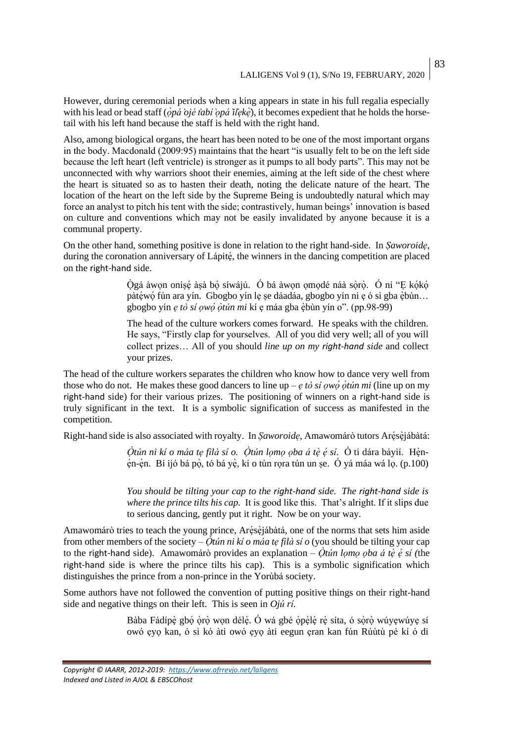However, during ceremonial periods when a king appears in state in his full regalia especially with his lead or bead staff (*ọ̀pá òjé tàbí ọ̀pá ìlẹ̀kẹ̀*), it becomes expedient that he holds the horse-tail with his left hand because the staff is held with the right hand.

Also, among biological organs, the heart has been noted to be one of the most important organs in the body. Macdonald (2009:95) maintains that the heart "is usually felt to be on the left side because the left heart (left ventricle) is stronger as it pumps to all body parts". This may not be unconnected with why warriors shoot their enemies, aiming at the left side of the chest where the heart is situated so as to hasten their death, noting the delicate nature of the heart. The location of the heart on the left side by the Supreme Being is undoubtedly natural which may force an analyst to pitch his tent with the side; contrastively, human beings' innovation is based on culture and conventions which may not be easily invalidated by anyone because it is a communal property.

On the other hand, something positive is done in relation to the right hand-side. In *Ṣaworoidẹ*, during the coronation anniversary of Lápitẹ́, the winners in the dancing competition are placed on the right-hand side.

> Ọ̀gá àwọn oníṣẹ́ àṣà bọ́ síwájú. Ó bá àwọn ọmọdé náà sọ̀rọ̀. Ó ní "Ẹ kọ́kọ́ pàtẹ́wọ́ fún ara yín. Gbogbo yín lẹ ṣe dáadáa, gbogbo yín ni ẹ ó sì gba ẹ̀bùn… gbogbo yín *ẹ tò sí ọwọ́ ọ̀tún mi* kí ẹ máa gba ẹ̀bùn yín o". (pp.98-99)
>
> The head of the culture workers comes forward. He speaks with the children. He says, "Firstly clap for yourselves. All of you did very well; all of you will collect prizes… All of you should *line up on my right-hand side* and collect your prizes.

The head of the culture workers separates the children who know how to dance very well from those who do not. He makes these good dancers to line up – *ẹ tò sí ọwọ́ ọ̀tún mi* (line up on my right-hand side) for their various prizes. The positioning of winners on a right-hand side is truly significant in the text. It is a symbolic signification of success as manifested in the competition.

Right-hand side is also associated with royalty. In *Ṣaworoidẹ*, Amawomárò tutors Arẹ́sẹ̀jábàtá:

> *Ọ̀tún ni kí o máa tẹ filà sí o. Ọ̀tún lọmọ ọba á tẹ̀ ẹ́ sí.* Ó ti dára báyìí. Hẹ̀n-ẹ́n-ẹ̀n. Bí ijó bá pọ̀, tó bá yẹ̀, kí o tún rọra tún un ṣe. Ó yá máa wá lọ. (p.100)
>
> *You should be tilting your cap to the right-hand side. The right-hand side is where the prince tilts his cap.* It is good like this. That's alright. If it slips due to serious dancing, gently put it right. Now be on your way.

Amawomárò tries to teach the young prince, Arẹ́sẹ̀jábàtá, one of the norms that sets him aside from other members of the society – *Ọ̀tún ni kí o máa tẹ filà sí o* (you should be tilting your cap to the right-hand side). Amawomárò provides an explanation – *Ọ̀tún lọmọ ọba á tẹ̀ ẹ́ sí (*the right-hand side is where the prince tilts his cap). This is a symbolic signification which distinguishes the prince from a non-prince in the Yorùbá society.

Some authors have not followed the convention of putting positive things on their right-hand side and negative things on their left. This is seen in *Ojú rí.*

> Bàba Fádípẹ̀ gbọ́ ọ̀rọ̀ wọn délẹ̀. Ó wá gbé ọ̀pẹ̀lẹ̀ rẹ̀ síta, ó sọ̀rọ̀ wúyẹwúyẹ sí owó ẹyọ kan, ó sì kó àti owó ẹyọ àti eegun ẹran kan fún Rúùtù pé kí ó di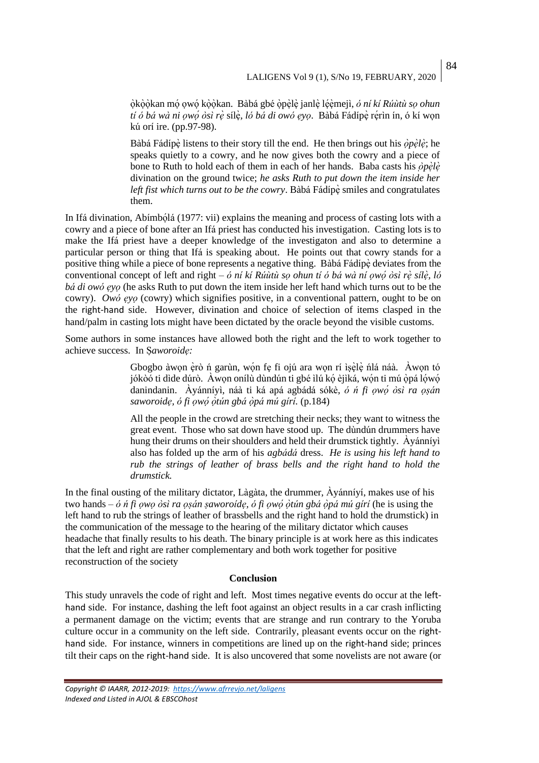ọ̀kọ̀ọ̀kan mọ́ ọwọ́ kọ̀ọ̀kan. Bàbá gbé ọ̀pẹ̀lẹ̀ janlẹ̀ lẹ́ẹ̀mejì, *ó ní kí Rúùtù sọ ohun tí ó bá wà ni ọwọ́ òsì rẹ̀* sílẹ̀, *ló bá di owó ẹyọ*. Bàbá Fádípẹ̀ rẹ́rìn ín, ó kí wọn kú orí ire. (pp.97-98).

> Bàbá Fádípẹ̀ listens to their story till the end. He then brings out his *ọ̀pẹ̀lẹ̀*; he speaks quietly to a cowry, and he now gives both the cowry and a piece of bone to Ruth to hold each of them in each of her hands. Baba casts his *ọ̀pẹ̀lẹ̀* divination on the ground twice; *he asks Ruth to put down the item inside her left fist which turns out to be the cowry*. Bàbá Fádípẹ̀ smiles and congratulates them.

In Ifá divination, Abímbọ́lá (1977: vii) explains the meaning and process of casting lots with a cowry and a piece of bone after an Ifá priest has conducted his investigation. Casting lots is to make the Ifá priest have a deeper knowledge of the investigaton and also to determine a particular person or thing that Ifá is speaking about. He points out that cowry stands for a positive thing while a piece of bone represents a negative thing. Bàbá Fádípẹ̀ deviates from the conventional concept of left and right – *ó ní kí Rúùtù sọ ohun tí ó bá wà ní ọwọ́ òsì rẹ̀ sílẹ̀, ló bá di owó ẹyọ* (he asks Ruth to put down the item inside her left hand which turns out to be the cowry). *Owó ẹyọ* (cowry) which signifies positive, in a conventional pattern, ought to be on the right-hand side. However, divination and choice of selection of items clasped in the hand/palm in casting lots might have been dictated by the oracle beyond the visible customs.

Some authors in some instances have allowed both the right and the left to work together to achieve success. In *Ṣaworoidẹ:*

> Gbogbo àwọn ẹ̀rò ń garùn, wọ́n fẹ fi ojú ara wọn rí ìṣẹ̀lẹ̀ ńlá náà. Àwọn tó jókòó ti dìde dúrò. Àwọn onílù dùndún ti gbé ìlù kọ́ èjìká, wọ́n ti mú ọ̀pá lọ́wọ́ danindanin. Àyánníyì, náà ti ká apá agbádá sókè, *ó ń fi ọwọ́ òsì ra ọṣán saworoidẹ, ó fi ọwọ́ ọ̀tún gbá ọ̀pá mú gírí*. (p.184)
>
> All the people in the crowd are stretching their necks; they want to witness the great event. Those who sat down have stood up. The dùndún drummers have hung their drums on their shoulders and held their drumstick tightly. Àyánníyì also has folded up the arm of his *agbádá* dress. *He is using his left hand to rub the strings of leather of brass bells and the right hand to hold the drumstick.*

In the final ousting of the military dictator, Làgàta, the drummer, Àyánníyí, makes use of his two hands – *ó ń fi ọwọ òsì ra ọṣán ṣaworoídẹ, ó fi ọwọ́ ọ̀tún gbá ọ̀pá mú gírí* (he is using the left hand to rub the strings of leather of brassbells and the right hand to hold the drumstick) in the communication of the message to the hearing of the military dictator which causes headache that finally results to his death. The binary principle is at work here as this indicates that the left and right are rather complementary and both work together for positive reconstruction of the society

## Conclusion

This study unravels the code of right and left. Most times negative events do occur at the left-hand side. For instance, dashing the left foot against an object results in a car crash inflicting a permanent damage on the victim; events that are strange and run contrary to the Yoruba culture occur in a community on the left side. Contrarily, pleasant events occur on the right-hand side. For instance, winners in competitions are lined up on the right-hand side; princes tilt their caps on the right-hand side. It is also uncovered that some novelists are not aware (or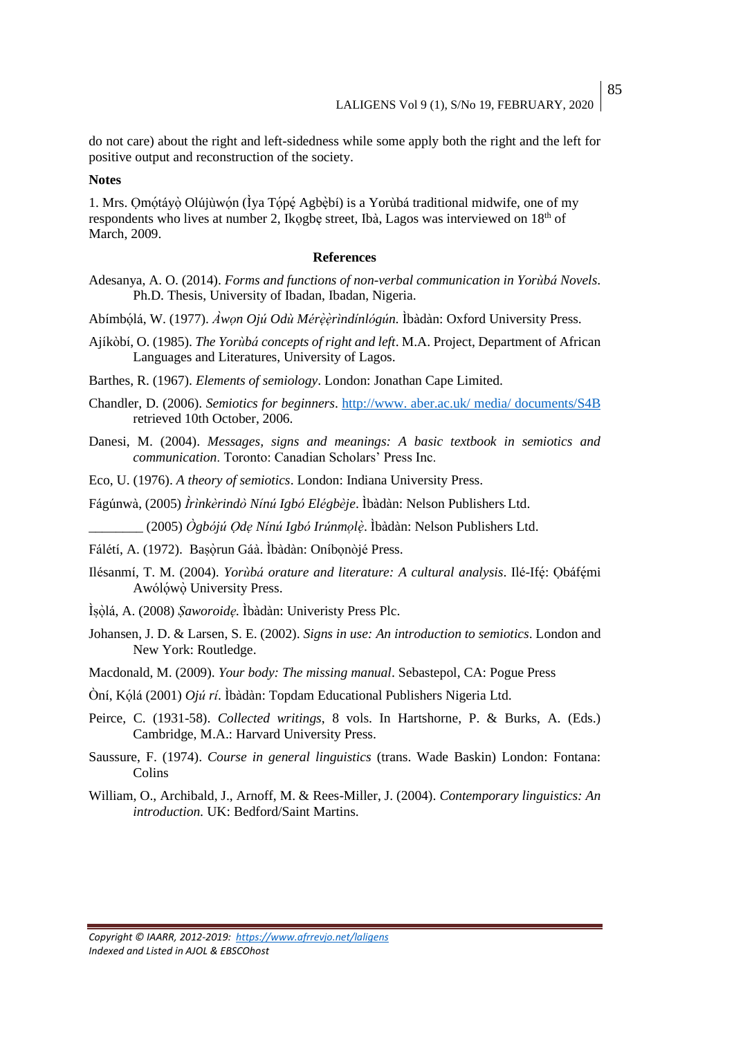do not care) about the right and left-sidedness while some apply both the right and the left for positive output and reconstruction of the society.

**Notes**

1. Mrs. Ọmọ́táyọ̀ Olújùwọ́n (Ìya Tọ́pẹ́ Agbẹ̀bí) is a Yorùbá traditional midwife, one of my respondents who lives at number 2, Ikọgbẹ street, Ibà, Lagos was interviewed on 18th of March, 2009.

## References

Adesanya, A. O. (2014). *Forms and functions of non-verbal communication in Yorùbá Novels*. Ph.D. Thesis, University of Ibadan, Ibadan, Nigeria.

Abímbọ́lá, W. (1977). *Àwọn Ojú Odù Mẹ́rẹ̀ẹ̀rìndínlógún.* Ìbàdàn: Oxford University Press.

Ajíkòbí, O. (1985). *The Yorùbá concepts of right and left*. M.A. Project, Department of African Languages and Literatures, University of Lagos.

Barthes, R. (1967). *Elements of semiology*. London: Jonathan Cape Limited.

Chandler, D. (2006). *Semiotics for beginners*. http://www. aber.ac.uk/ media/ documents/S4B retrieved 10th October, 2006.

Danesi, M. (2004). *Messages, signs and meanings: A basic textbook in semiotics and communication*. Toronto: Canadian Scholars' Press Inc.

Eco, U. (1976). *A theory of semiotics*. London: Indiana University Press.

Fágúnwà, (2005) *Ìrìnkèrindò Nínú Igbó Elégbèje*. Ìbàdàn: Nelson Publishers Ltd.

________ (2005) *Ògbójú Ọdẹ Nínú Igbó Irúnmọlẹ̀*. Ìbàdàn: Nelson Publishers Ltd.

Fálétí, A. (1972). Baṣọ̀run Gáà. Ìbàdàn: Oníbọnòjé Press.

Ilésanmí, T. M. (2004). *Yorùbá orature and literature: A cultural analysis*. Ilé-Ifẹ́: Ọbáfẹ́mi Awólọ́wọ̀ University Press.

Ìṣọ̀lá, A. (2008) *Ṣaworoidẹ.* Ìbàdàn: Univeristy Press Plc.

Johansen, J. D. & Larsen, S. E. (2002). *Signs in use: An introduction to semiotics*. London and New York: Routledge.

Macdonald, M. (2009). *Your body: The missing manual*. Sebastepol, CA: Pogue Press

Òní, Kọ́lá (2001) *Ojú rí*. Ìbàdàn: Topdam Educational Publishers Nigeria Ltd.

Peirce, C. (1931-58). *Collected writings*, 8 vols. In Hartshorne, P. & Burks, A. (Eds.) Cambridge, M.A.: Harvard University Press.

Saussure, F. (1974). *Course in general linguistics* (trans. Wade Baskin) London: Fontana: Colins

William, O., Archibald, J., Arnoff, M. & Rees-Miller, J. (2004). *Contemporary linguistics: An introduction.* UK: Bedford/Saint Martins.